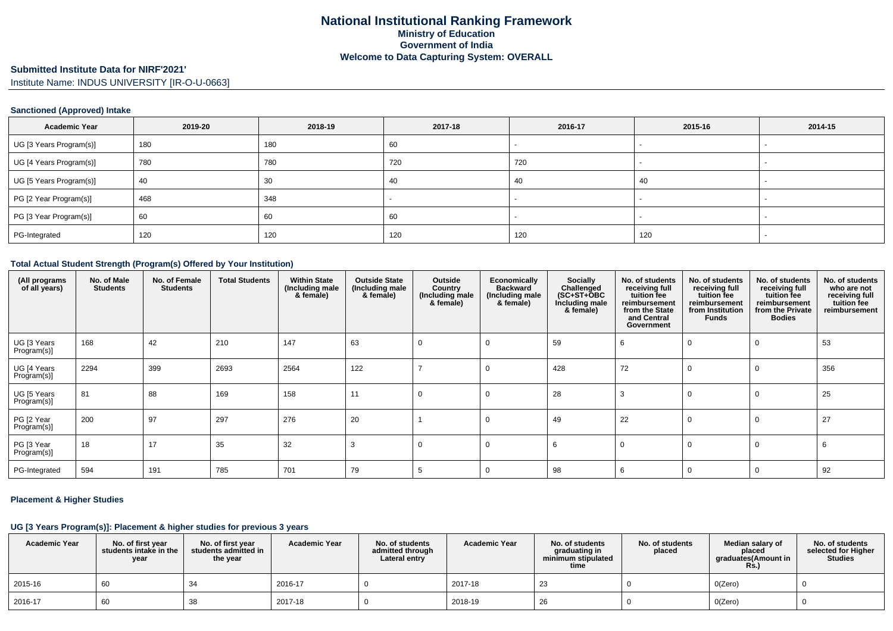# National Institutional Ranking Framework
## Ministry of Education
## Government of India
## Welcome to Data Capturing System: OVERALL

**Submitted Institute Data for NIRF'2021'**

Institute Name: INDUS UNIVERSITY [IR-O-U-0663]

### Sanctioned (Approved) Intake

| Academic Year | 2019-20 | 2018-19 | 2017-18 | 2016-17 | 2015-16 | 2014-15 |
|---|---|---|---|---|---|---|
| UG [3 Years Program(s)] | 180 | 180 | 60 | - | - | - |
| UG [4 Years Program(s)] | 780 | 780 | 720 | 720 | - | - |
| UG [5 Years Program(s)] | 40 | 30 | 40 | 40 | 40 | - |
| PG [2 Year Program(s)] | 468 | 348 | - | - | - | - |
| PG [3 Year Program(s)] | 60 | 60 | 60 | - | - | - |
| PG-Integrated | 120 | 120 | 120 | 120 | 120 | - |

### Total Actual Student Strength (Program(s) Offered by Your Institution)

| (All programs of all years) | No. of Male Students | No. of Female Students | Total Students | Within State (Including male & female) | Outside State (Including male & female) | Outside Country (Including male & female) | Economically Backward (Including male & female) | Socially Challenged (SC+ST+OBC Including male & female) | No. of students receiving full tuition fee reimbursement from the State and Central Government | No. of students receiving full tuition fee reimbursement from Institution Funds | No. of students receiving full tuition fee reimbursement from the Private Bodies | No. of students who are not receiving full tuition fee reimbursement |
|---|---|---|---|---|---|---|---|---|---|---|---|---|
| UG [3 Years Program(s)] | 168 | 42 | 210 | 147 | 63 | 0 | 0 | 59 | 6 | 0 | 0 | 53 |
| UG [4 Years Program(s)] | 2294 | 399 | 2693 | 2564 | 122 | 7 | 0 | 428 | 72 | 0 | 0 | 356 |
| UG [5 Years Program(s)] | 81 | 88 | 169 | 158 | 11 | 0 | 0 | 28 | 3 | 0 | 0 | 25 |
| PG [2 Year Program(s)] | 200 | 97 | 297 | 276 | 20 | 1 | 0 | 49 | 22 | 0 | 0 | 27 |
| PG [3 Year Program(s)] | 18 | 17 | 35 | 32 | 3 | 0 | 0 | 6 | 0 | 0 | 0 | 6 |
| PG-Integrated | 594 | 191 | 785 | 701 | 79 | 5 | 0 | 98 | 6 | 0 | 0 | 92 |

### Placement & Higher Studies

#### UG [3 Years Program(s)]: Placement & higher studies for previous 3 years

| Academic Year | No. of first year students intake in the year | No. of first year students admitted in the year | Academic Year | No. of students admitted through Lateral entry | Academic Year | No. of students graduating in minimum stipulated time | No. of students placed | Median salary of placed graduates(Amount in Rs.) | No. of students selected for Higher Studies |
|---|---|---|---|---|---|---|---|---|---|
| 2015-16 | 60 | 34 | 2016-17 | 0 | 2017-18 | 23 | 0 | 0(Zero) | 0 |
| 2016-17 | 60 | 38 | 2017-18 | 0 | 2018-19 | 26 | 0 | 0(Zero) | 0 |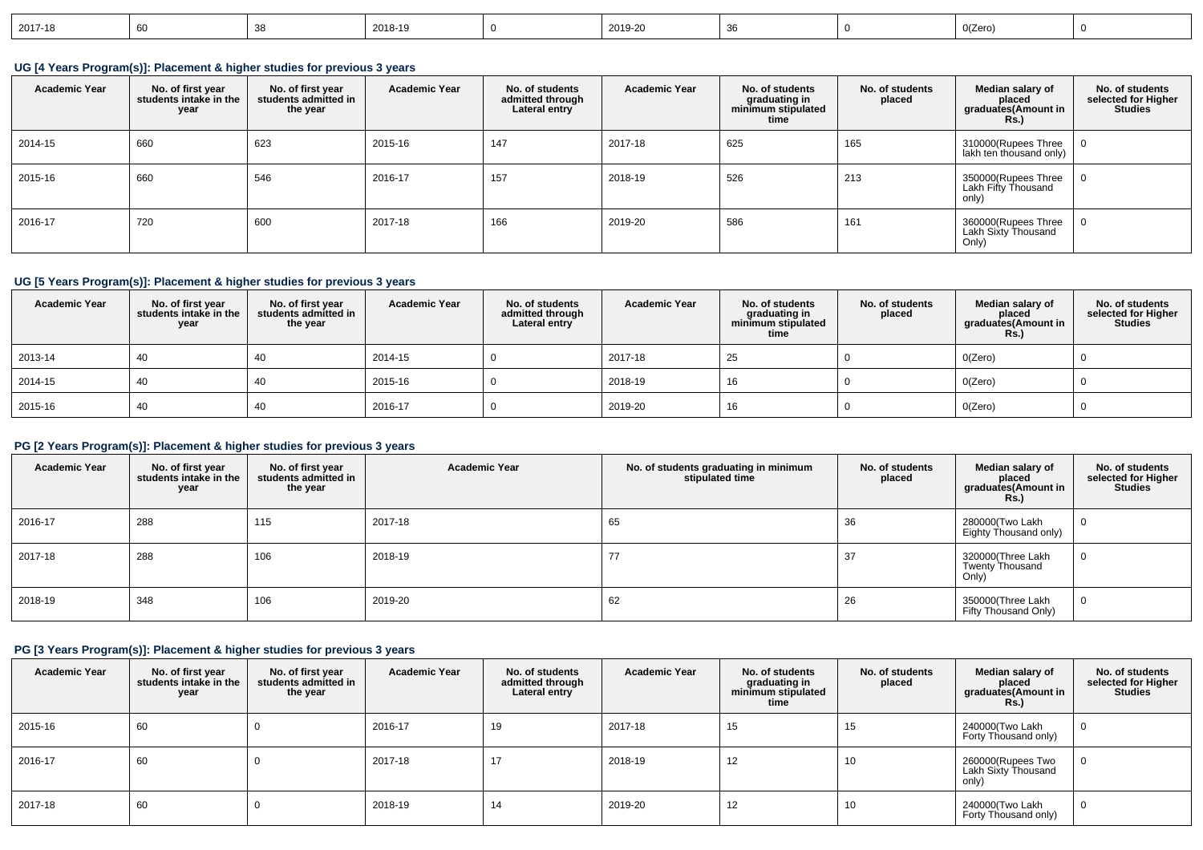| 2017-18 | 60 | 38 | 2018-19 | 0 | 2019-20 | 36 | 0 | 0(Zero) | 0 |
|---|---|---|---|---|---|---|---|---|---|

### UG [4 Years Program(s)]: Placement & higher studies for previous 3 years

| Academic Year | No. of first year students intake in the year | No. of first year students admitted in the year | Academic Year | No. of students admitted through Lateral entry | Academic Year | No. of students graduating in minimum stipulated time | No. of students placed | Median salary of placed graduates(Amount in Rs.) | No. of students selected for Higher Studies |
|---|---|---|---|---|---|---|---|---|---|
| 2014-15 | 660 | 623 | 2015-16 | 147 | 2017-18 | 625 | 165 | 310000(Rupees Three lakh ten thousand only) | 0 |
| 2015-16 | 660 | 546 | 2016-17 | 157 | 2018-19 | 526 | 213 | 350000(Rupees Three Lakh Fifty Thousand only) | 0 |
| 2016-17 | 720 | 600 | 2017-18 | 166 | 2019-20 | 586 | 161 | 360000(Rupees Three Lakh Sixty Thousand Only) | 0 |

### UG [5 Years Program(s)]: Placement & higher studies for previous 3 years

| Academic Year | No. of first year students intake in the year | No. of first year students admitted in the year | Academic Year | No. of students admitted through Lateral entry | Academic Year | No. of students graduating in minimum stipulated time | No. of students placed | Median salary of placed graduates(Amount in Rs.) | No. of students selected for Higher Studies |
|---|---|---|---|---|---|---|---|---|---|
| 2013-14 | 40 | 40 | 2014-15 | 0 | 2017-18 | 25 | 0 | 0(Zero) | 0 |
| 2014-15 | 40 | 40 | 2015-16 | 0 | 2018-19 | 16 | 0 | 0(Zero) | 0 |
| 2015-16 | 40 | 40 | 2016-17 | 0 | 2019-20 | 16 | 0 | 0(Zero) | 0 |

### PG [2 Years Program(s)]: Placement & higher studies for previous 3 years

| Academic Year | No. of first year students intake in the year | No. of first year students admitted in the year | Academic Year | No. of students graduating in minimum stipulated time | No. of students placed | Median salary of placed graduates(Amount in Rs.) | No. of students selected for Higher Studies |
|---|---|---|---|---|---|---|---|
| 2016-17 | 288 | 115 | 2017-18 | 65 | 36 | 280000(Two Lakh Eighty Thousand only) | 0 |
| 2017-18 | 288 | 106 | 2018-19 | 77 | 37 | 320000(Three Lakh Twenty Thousand Only) | 0 |
| 2018-19 | 348 | 106 | 2019-20 | 62 | 26 | 350000(Three Lakh Fifty Thousand Only) | 0 |

### PG [3 Years Program(s)]: Placement & higher studies for previous 3 years

| Academic Year | No. of first year students intake in the year | No. of first year students admitted in the year | Academic Year | No. of students admitted through Lateral entry | Academic Year | No. of students graduating in minimum stipulated time | No. of students placed | Median salary of placed graduates(Amount in Rs.) | No. of students selected for Higher Studies |
|---|---|---|---|---|---|---|---|---|---|
| 2015-16 | 60 | 0 | 2016-17 | 19 | 2017-18 | 15 | 15 | 240000(Two Lakh Forty Thousand only) | 0 |
| 2016-17 | 60 | 0 | 2017-18 | 17 | 2018-19 | 12 | 10 | 260000(Rupees Two Lakh Sixty Thousand only) | 0 |
| 2017-18 | 60 | 0 | 2018-19 | 14 | 2019-20 | 12 | 10 | 240000(Two Lakh Forty Thousand only) | 0 |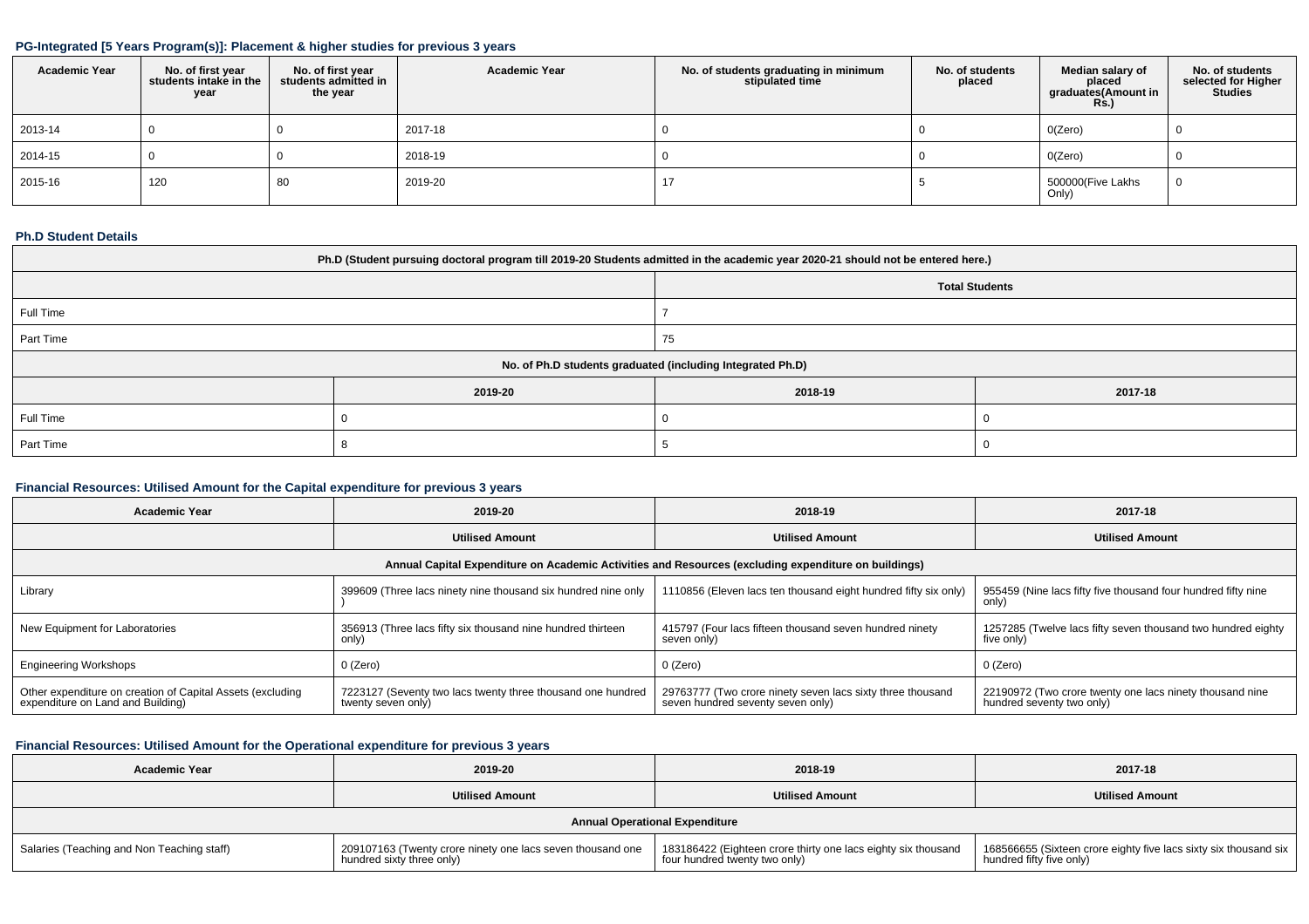#### PG-Integrated [5 Years Program(s)]: Placement & higher studies for previous 3 years

| Academic Year | No. of first year students intake in the year | No. of first year students admitted in the year | Academic Year | No. of students graduating in minimum stipulated time | No. of students placed | Median salary of placed graduates(Amount in Rs.) | No. of students selected for Higher Studies |
|---|---|---|---|---|---|---|---|
| 2013-14 | 0 | 0 | 2017-18 | 0 | 0 | 0(Zero) | 0 |
| 2014-15 | 0 | 0 | 2018-19 | 0 | 0 | 0(Zero) | 0 |
| 2015-16 | 120 | 80 | 2019-20 | 17 | 5 | 500000(Five Lakhs Only) | 0 |

#### Ph.D Student Details

| Ph.D (Student pursuing doctoral program till 2019-20 Students admitted in the academic year 2020-21 should not be entered here.) | | | |
|---|---|---|---|
| | Total Students | | |
| Full Time | 7 | | |
| Part Time | 75 | | |
| No. of Ph.D students graduated (including Integrated Ph.D) | | | |
| | 2019-20 | 2018-19 | 2017-18 |
| Full Time | 0 | 0 | 0 |
| Part Time | 8 | 5 | 0 |

#### Financial Resources: Utilised Amount for the Capital expenditure for previous 3 years

| Academic Year | 2019-20 | 2018-19 | 2017-18 |
|---|---|---|---|
| | Utilised Amount | Utilised Amount | Utilised Amount |
| Annual Capital Expenditure on Academic Activities and Resources (excluding expenditure on buildings) | | | |
| Library | 399609 (Three lacs ninety nine thousand six hundred nine only ) | 1110856 (Eleven lacs ten thousand eight hundred fifty six only) | 955459 (Nine lacs fifty five thousand four hundred fifty nine only) |
| New Equipment for Laboratories | 356913 (Three lacs fifty six thousand nine hundred thirteen only) | 415797 (Four lacs fifteen thousand seven hundred ninety seven only) | 1257285 (Twelve lacs fifty seven thousand two hundred eighty five only) |
| Engineering Workshops | 0 (Zero) | 0 (Zero) | 0 (Zero) |
| Other expenditure on creation of Capital Assets (excluding expenditure on Land and Building) | 7223127 (Seventy two lacs twenty three thousand one hundred twenty seven only) | 29763777 (Two crore ninety seven lacs sixty three thousand seven hundred seventy seven only) | 22190972 (Two crore twenty one lacs ninety thousand nine hundred seventy two only) |

#### Financial Resources: Utilised Amount for the Operational expenditure for previous 3 years

| Academic Year | 2019-20 | 2018-19 | 2017-18 |
|---|---|---|---|
| | Utilised Amount | Utilised Amount | Utilised Amount |
| Annual Operational Expenditure | | | |
| Salaries (Teaching and Non Teaching staff) | 209107163 (Twenty crore ninety one lacs seven thousand one hundred sixty three only) | 183186422 (Eighteen crore thirty one lacs eighty six thousand four hundred twenty two only) | 168566655 (Sixteen crore eighty five lacs sixty six thousand six hundred fifty five only) |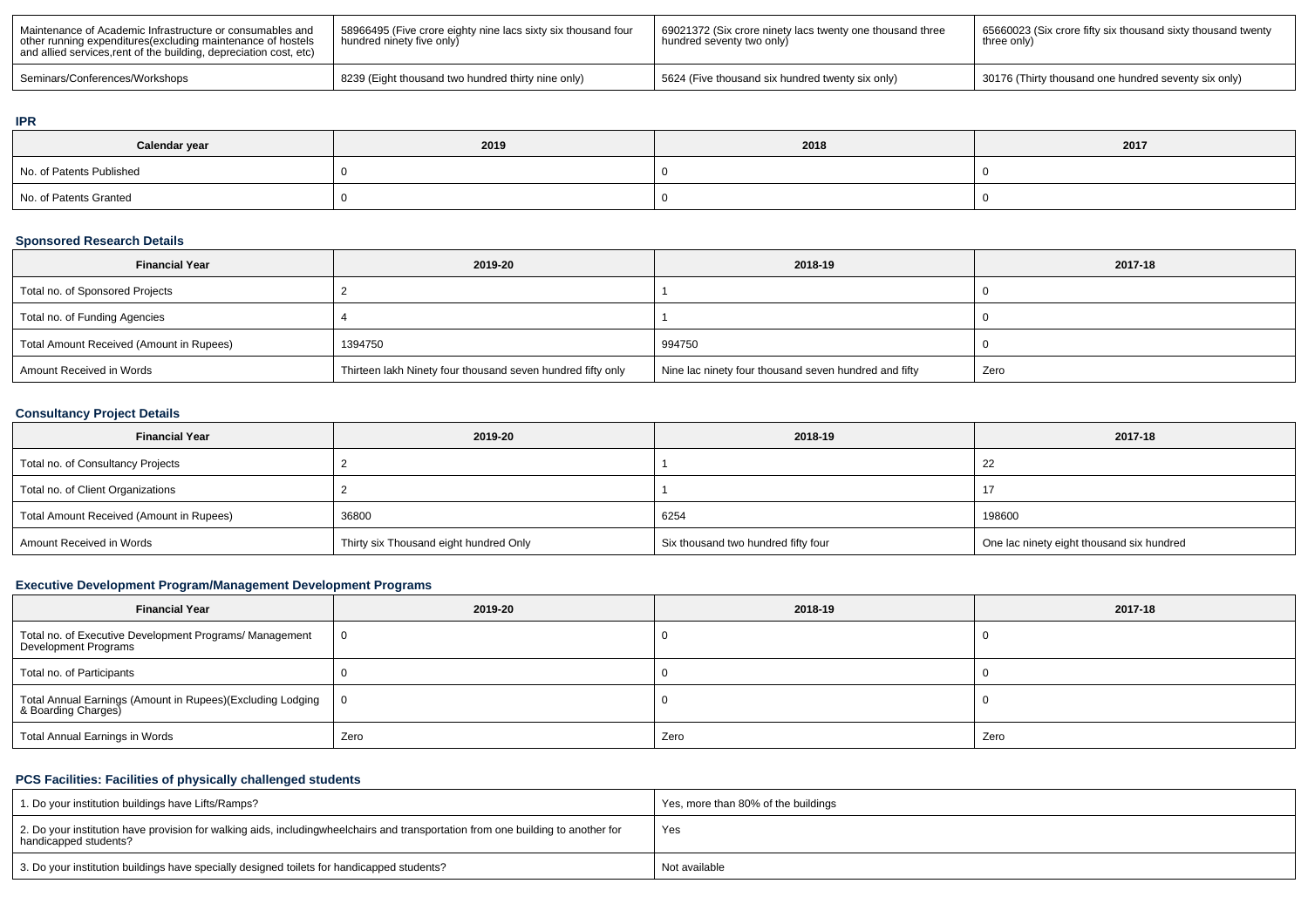| Maintenance of Academic Infrastructure or consumables and other running expenditures(excluding maintenance of hostels and allied services,rent of the building, depreciation cost, etc) | 58966495 (Five crore eighty nine lacs sixty six thousand four hundred ninety five only) | 69021372 (Six crore ninety lacs twenty one thousand three hundred seventy two only) | 65660023 (Six crore fifty six thousand sixty thousand twenty three only) |
|---|---|---|---|
| Seminars/Conferences/Workshops | 8239 (Eight thousand two hundred thirty nine only) | 5624 (Five thousand six hundred twenty six only) | 30176 (Thirty thousand one hundred seventy six only) |

### IPR

| Calendar year | 2019 | 2018 | 2017 |
|---|---|---|---|
| No. of Patents Published | 0 | 0 | 0 |
| No. of Patents Granted | 0 | 0 | 0 |

### Sponsored Research Details

| Financial Year | 2019-20 | 2018-19 | 2017-18 |
|---|---|---|---|
| Total no. of Sponsored Projects | 2 | 1 | 0 |
| Total no. of Funding Agencies | 4 | 1 | 0 |
| Total Amount Received (Amount in Rupees) | 1394750 | 994750 | 0 |
| Amount Received in Words | Thirteen lakh Ninety four thousand seven hundred fifty only | Nine lac ninety four thousand seven hundred and fifty | Zero |

### Consultancy Project Details

| Financial Year | 2019-20 | 2018-19 | 2017-18 |
|---|---|---|---|
| Total no. of Consultancy Projects | 2 | 1 | 22 |
| Total no. of Client Organizations | 2 | 1 | 17 |
| Total Amount Received (Amount in Rupees) | 36800 | 6254 | 198600 |
| Amount Received in Words | Thirty six Thousand eight hundred Only | Six thousand two hundred fifty four | One lac ninety eight thousand six hundred |

### Executive Development Program/Management Development Programs

| Financial Year | 2019-20 | 2018-19 | 2017-18 |
|---|---|---|---|
| Total no. of Executive Development Programs/ Management Development Programs | 0 | 0 | 0 |
| Total no. of Participants | 0 | 0 | 0 |
| Total Annual Earnings (Amount in Rupees)(Excluding Lodging & Boarding Charges) | 0 | 0 | 0 |
| Total Annual Earnings in Words | Zero | Zero | Zero |

### PCS Facilities: Facilities of physically challenged students

| | |
|---|---|
| 1. Do your institution buildings have Lifts/Ramps? | Yes, more than 80% of the buildings |
| 2. Do your institution have provision for walking aids, includingwheelchairs and transportation from one building to another for handicapped students? | Yes |
| 3. Do your institution buildings have specially designed toilets for handicapped students? | Not available |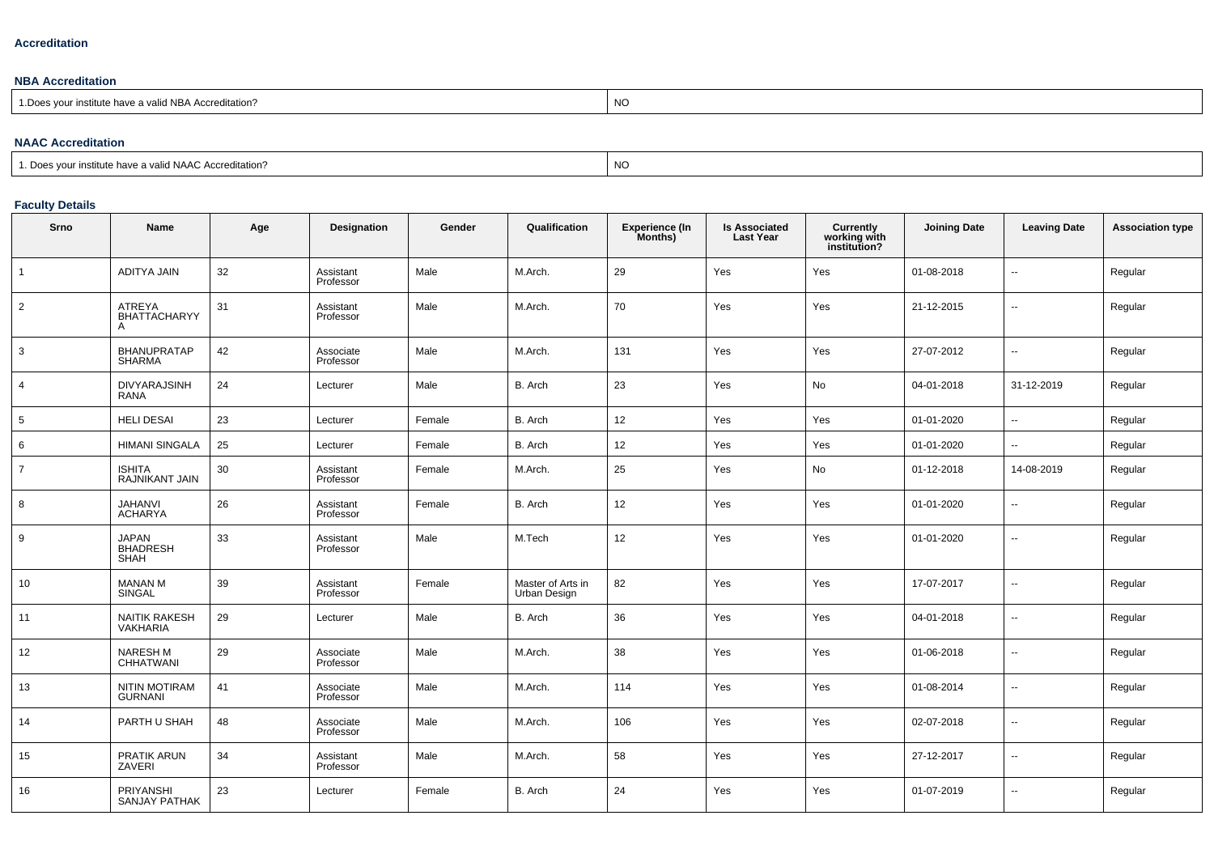### Accreditation

#### NBA Accreditation

| 1.Does your institute have a valid NBA Accreditation? | NO |
|---|---|

#### NAAC Accreditation

| 1. Does your institute have a valid NAAC Accreditation? | NO |
|---|---|

#### Faculty Details

| Srno | Name | Age | Designation | Gender | Qualification | Experience (In Months) | Is Associated Last Year | Currently working with institution? | Joining Date | Leaving Date | Association type |
|---|---|---|---|---|---|---|---|---|---|---|---|
| 1 | ADITYA JAIN | 32 | Assistant Professor | Male | M.Arch. | 29 | Yes | Yes | 01-08-2018 | -- | Regular |
| 2 | ATREYA BHATTACHARYYA | 31 | Assistant Professor | Male | M.Arch. | 70 | Yes | Yes | 21-12-2015 | -- | Regular |
| 3 | BHANUPRATAP SHARMA | 42 | Associate Professor | Male | M.Arch. | 131 | Yes | Yes | 27-07-2012 | -- | Regular |
| 4 | DIVYARAJSINH RANA | 24 | Lecturer | Male | B. Arch | 23 | Yes | No | 04-01-2018 | 31-12-2019 | Regular |
| 5 | HELI DESAI | 23 | Lecturer | Female | B. Arch | 12 | Yes | Yes | 01-01-2020 | -- | Regular |
| 6 | HIMANI SINGALA | 25 | Lecturer | Female | B. Arch | 12 | Yes | Yes | 01-01-2020 | -- | Regular |
| 7 | ISHITA RAJNIKANT JAIN | 30 | Assistant Professor | Female | M.Arch. | 25 | Yes | No | 01-12-2018 | 14-08-2019 | Regular |
| 8 | JAHANVI ACHARYA | 26 | Assistant Professor | Female | B. Arch | 12 | Yes | Yes | 01-01-2020 | -- | Regular |
| 9 | JAPAN BHADRESH SHAH | 33 | Assistant Professor | Male | M.Tech | 12 | Yes | Yes | 01-01-2020 | -- | Regular |
| 10 | MANAN M SINGAL | 39 | Assistant Professor | Female | Master of Arts in Urban Design | 82 | Yes | Yes | 17-07-2017 | -- | Regular |
| 11 | NAITIK RAKESH VAKHARIA | 29 | Lecturer | Male | B. Arch | 36 | Yes | Yes | 04-01-2018 | -- | Regular |
| 12 | NARESH M CHHATWANI | 29 | Associate Professor | Male | M.Arch. | 38 | Yes | Yes | 01-06-2018 | -- | Regular |
| 13 | NITIN MOTIRAM GURNANI | 41 | Associate Professor | Male | M.Arch. | 114 | Yes | Yes | 01-08-2014 | -- | Regular |
| 14 | PARTH U SHAH | 48 | Associate Professor | Male | M.Arch. | 106 | Yes | Yes | 02-07-2018 | -- | Regular |
| 15 | PRATIK ARUN ZAVERI | 34 | Assistant Professor | Male | M.Arch. | 58 | Yes | Yes | 27-12-2017 | -- | Regular |
| 16 | PRIYANSHI SANJAY PATHAK | 23 | Lecturer | Female | B. Arch | 24 | Yes | Yes | 01-07-2019 | -- | Regular |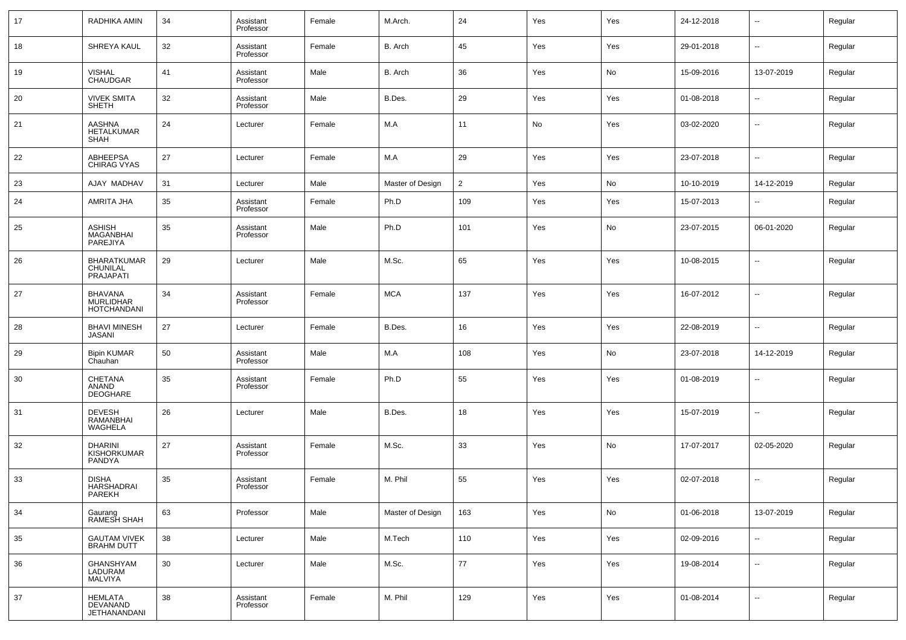| 17 | RADHIKA AMIN | 34 | Assistant Professor | Female | M.Arch. | 24 | Yes | Yes | 24-12-2018 | -- | Regular |
|---|---|---|---|---|---|---|---|---|---|---|---|
| 18 | SHREYA KAUL | 32 | Assistant Professor | Female | B. Arch | 45 | Yes | Yes | 29-01-2018 | -- | Regular |
| 19 | VISHAL CHAUDGAR | 41 | Assistant Professor | Male | B. Arch | 36 | Yes | No | 15-09-2016 | 13-07-2019 | Regular |
| 20 | VIVEK SMITA SHETH | 32 | Assistant Professor | Male | B.Des. | 29 | Yes | Yes | 01-08-2018 | -- | Regular |
| 21 | AASHNA HETALKUMAR SHAH | 24 | Lecturer | Female | M.A | 11 | No | Yes | 03-02-2020 | -- | Regular |
| 22 | ABHEEPSA CHIRAG VYAS | 27 | Lecturer | Female | M.A | 29 | Yes | Yes | 23-07-2018 | -- | Regular |
| 23 | AJAY MADHAV | 31 | Lecturer | Male | Master of Design | 2 | Yes | No | 10-10-2019 | 14-12-2019 | Regular |
| 24 | AMRITA JHA | 35 | Assistant Professor | Female | Ph.D | 109 | Yes | Yes | 15-07-2013 | -- | Regular |
| 25 | ASHISH MAGANBHAI PAREJIYA | 35 | Assistant Professor | Male | Ph.D | 101 | Yes | No | 23-07-2015 | 06-01-2020 | Regular |
| 26 | BHARATKUMAR CHUNILAL PRAJAPATI | 29 | Lecturer | Male | M.Sc. | 65 | Yes | Yes | 10-08-2015 | -- | Regular |
| 27 | BHAVANA MURLIDHAR HOTCHANDANI | 34 | Assistant Professor | Female | MCA | 137 | Yes | Yes | 16-07-2012 | -- | Regular |
| 28 | BHAVI MINESH JASANI | 27 | Lecturer | Female | B.Des. | 16 | Yes | Yes | 22-08-2019 | -- | Regular |
| 29 | Bipin KUMAR Chauhan | 50 | Assistant Professor | Male | M.A | 108 | Yes | No | 23-07-2018 | 14-12-2019 | Regular |
| 30 | CHETANA ANAND DEOGHARE | 35 | Assistant Professor | Female | Ph.D | 55 | Yes | Yes | 01-08-2019 | -- | Regular |
| 31 | DEVESH RAMANBHAI WAGHELA | 26 | Lecturer | Male | B.Des. | 18 | Yes | Yes | 15-07-2019 | -- | Regular |
| 32 | DHARINI KISHORKUMAR PANDYA | 27 | Assistant Professor | Female | M.Sc. | 33 | Yes | No | 17-07-2017 | 02-05-2020 | Regular |
| 33 | DISHA HARSHADRAI PAREKH | 35 | Assistant Professor | Female | M. Phil | 55 | Yes | Yes | 02-07-2018 | -- | Regular |
| 34 | Gaurang RAMESH SHAH | 63 | Professor | Male | Master of Design | 163 | Yes | No | 01-06-2018 | 13-07-2019 | Regular |
| 35 | GAUTAM VIVEK BRAHM DUTT | 38 | Lecturer | Male | M.Tech | 110 | Yes | Yes | 02-09-2016 | -- | Regular |
| 36 | GHANSHYAM LADURAM MALVIYA | 30 | Lecturer | Male | M.Sc. | 77 | Yes | Yes | 19-08-2014 | -- | Regular |
| 37 | HEMLATA DEVANAND JETHANANDANI | 38 | Assistant Professor | Female | M. Phil | 129 | Yes | Yes | 01-08-2014 | -- | Regular |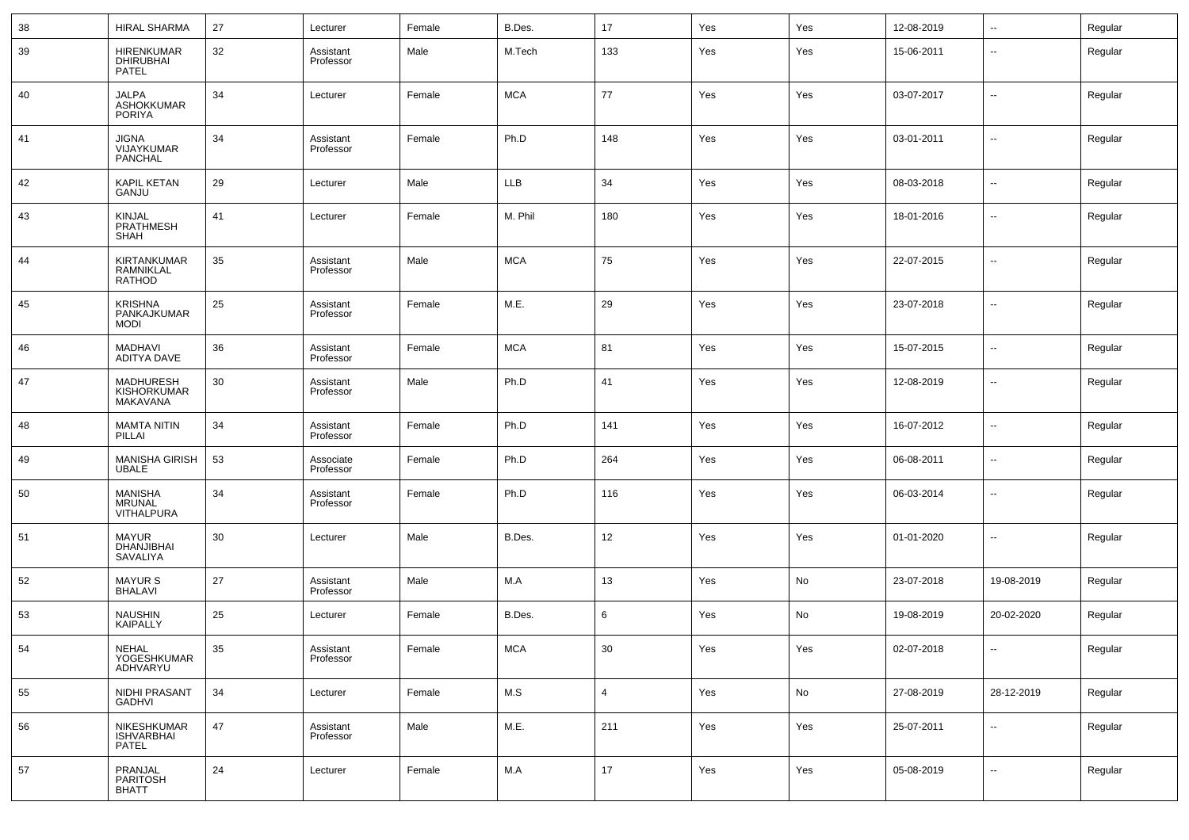| 38 | HIRAL SHARMA | 27 | Lecturer | Female | B.Des. | 17 | Yes | Yes | 12-08-2019 | -- | Regular |
|---|---|---|---|---|---|---|---|---|---|---|---|
| 39 | HIRENKUMAR DHIRUBHAI PATEL | 32 | Assistant Professor | Male | M.Tech | 133 | Yes | Yes | 15-06-2011 | -- | Regular |
| 40 | JALPA ASHOKKUMAR PORIYA | 34 | Lecturer | Female | MCA | 77 | Yes | Yes | 03-07-2017 | -- | Regular |
| 41 | JIGNA VIJAYKUMAR PANCHAL | 34 | Assistant Professor | Female | Ph.D | 148 | Yes | Yes | 03-01-2011 | -- | Regular |
| 42 | KAPIL KETAN GANJU | 29 | Lecturer | Male | LLB | 34 | Yes | Yes | 08-03-2018 | -- | Regular |
| 43 | KINJAL PRATHMESH SHAH | 41 | Lecturer | Female | M. Phil | 180 | Yes | Yes | 18-01-2016 | -- | Regular |
| 44 | KIRTANKUMAR RAMNIKLAL RATHOD | 35 | Assistant Professor | Male | MCA | 75 | Yes | Yes | 22-07-2015 | -- | Regular |
| 45 | KRISHNA PANKAJKUMAR MODI | 25 | Assistant Professor | Female | M.E. | 29 | Yes | Yes | 23-07-2018 | -- | Regular |
| 46 | MADHAVI ADITYA DAVE | 36 | Assistant Professor | Female | MCA | 81 | Yes | Yes | 15-07-2015 | -- | Regular |
| 47 | MADHURESH KISHORKUMAR MAKAVANA | 30 | Assistant Professor | Male | Ph.D | 41 | Yes | Yes | 12-08-2019 | -- | Regular |
| 48 | MAMTA NITIN PILLAI | 34 | Assistant Professor | Female | Ph.D | 141 | Yes | Yes | 16-07-2012 | -- | Regular |
| 49 | MANISHA GIRISH UBALE | 53 | Associate Professor | Female | Ph.D | 264 | Yes | Yes | 06-08-2011 | -- | Regular |
| 50 | MANISHA MRUNAL VITHALPURA | 34 | Assistant Professor | Female | Ph.D | 116 | Yes | Yes | 06-03-2014 | -- | Regular |
| 51 | MAYUR DHANJIBHAI SAVALIYA | 30 | Lecturer | Male | B.Des. | 12 | Yes | Yes | 01-01-2020 | -- | Regular |
| 52 | MAYUR S BHALAVI | 27 | Assistant Professor | Male | M.A | 13 | Yes | No | 23-07-2018 | 19-08-2019 | Regular |
| 53 | NAUSHIN KAIPALLY | 25 | Lecturer | Female | B.Des. | 6 | Yes | No | 19-08-2019 | 20-02-2020 | Regular |
| 54 | NEHAL YOGESHKUMAR ADHVARYU | 35 | Assistant Professor | Female | MCA | 30 | Yes | Yes | 02-07-2018 | -- | Regular |
| 55 | NIDHI PRASANT GADHVI | 34 | Lecturer | Female | M.S | 4 | Yes | No | 27-08-2019 | 28-12-2019 | Regular |
| 56 | NIKESHKUMAR ISHVARBHAI PATEL | 47 | Assistant Professor | Male | M.E. | 211 | Yes | Yes | 25-07-2011 | -- | Regular |
| 57 | PRANJAL PARITOSH BHATT | 24 | Lecturer | Female | M.A | 17 | Yes | Yes | 05-08-2019 | -- | Regular |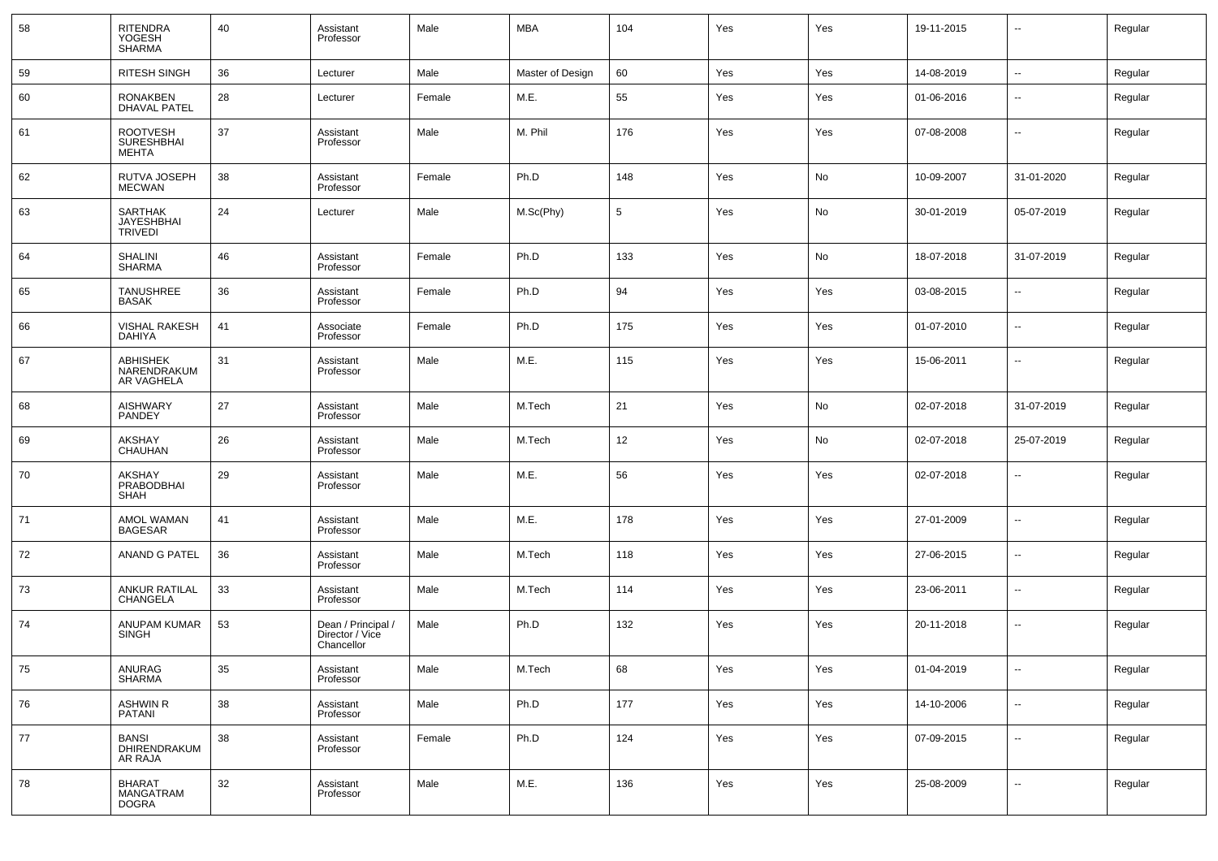| 58 | RITENDRA YOGESH SHARMA | 40 | Assistant Professor | Male | MBA | 104 | Yes | Yes | 19-11-2015 | -- | Regular |
|---|---|---|---|---|---|---|---|---|---|---|---|
| 59 | RITESH SINGH | 36 | Lecturer | Male | Master of Design | 60 | Yes | Yes | 14-08-2019 | -- | Regular |
| 60 | RONAKBEN DHAVAL PATEL | 28 | Lecturer | Female | M.E. | 55 | Yes | Yes | 01-06-2016 | -- | Regular |
| 61 | ROOTVESH SURESHBHAI MEHTA | 37 | Assistant Professor | Male | M. Phil | 176 | Yes | Yes | 07-08-2008 | -- | Regular |
| 62 | RUTVA JOSEPH MECWAN | 38 | Assistant Professor | Female | Ph.D | 148 | Yes | No | 10-09-2007 | 31-01-2020 | Regular |
| 63 | SARTHAK JAYESHBHAI TRIVEDI | 24 | Lecturer | Male | M.Sc(Phy) | 5 | Yes | No | 30-01-2019 | 05-07-2019 | Regular |
| 64 | SHALINI SHARMA | 46 | Assistant Professor | Female | Ph.D | 133 | Yes | No | 18-07-2018 | 31-07-2019 | Regular |
| 65 | TANUSHREE BASAK | 36 | Assistant Professor | Female | Ph.D | 94 | Yes | Yes | 03-08-2015 | -- | Regular |
| 66 | VISHAL RAKESH DAHIYA | 41 | Associate Professor | Female | Ph.D | 175 | Yes | Yes | 01-07-2010 | -- | Regular |
| 67 | ABHISHEK NARENDRAKUM AR VAGHELA | 31 | Assistant Professor | Male | M.E. | 115 | Yes | Yes | 15-06-2011 | -- | Regular |
| 68 | AISHWARY PANDEY | 27 | Assistant Professor | Male | M.Tech | 21 | Yes | No | 02-07-2018 | 31-07-2019 | Regular |
| 69 | AKSHAY CHAUHAN | 26 | Assistant Professor | Male | M.Tech | 12 | Yes | No | 02-07-2018 | 25-07-2019 | Regular |
| 70 | AKSHAY PRABODBHAI SHAH | 29 | Assistant Professor | Male | M.E. | 56 | Yes | Yes | 02-07-2018 | -- | Regular |
| 71 | AMOL WAMAN BAGESAR | 41 | Assistant Professor | Male | M.E. | 178 | Yes | Yes | 27-01-2009 | -- | Regular |
| 72 | ANAND G PATEL | 36 | Assistant Professor | Male | M.Tech | 118 | Yes | Yes | 27-06-2015 | -- | Regular |
| 73 | ANKUR RATILAL CHANGELA | 33 | Assistant Professor | Male | M.Tech | 114 | Yes | Yes | 23-06-2011 | -- | Regular |
| 74 | ANUPAM KUMAR SINGH | 53 | Dean / Principal / Director / Vice Chancellor | Male | Ph.D | 132 | Yes | Yes | 20-11-2018 | -- | Regular |
| 75 | ANURAG SHARMA | 35 | Assistant Professor | Male | M.Tech | 68 | Yes | Yes | 01-04-2019 | -- | Regular |
| 76 | ASHWIN R PATANI | 38 | Assistant Professor | Male | Ph.D | 177 | Yes | Yes | 14-10-2006 | -- | Regular |
| 77 | BANSI DHIRENDRAKUM AR RAJA | 38 | Assistant Professor | Female | Ph.D | 124 | Yes | Yes | 07-09-2015 | -- | Regular |
| 78 | BHARAT MANGATRAM DOGRA | 32 | Assistant Professor | Male | M.E. | 136 | Yes | Yes | 25-08-2009 | -- | Regular |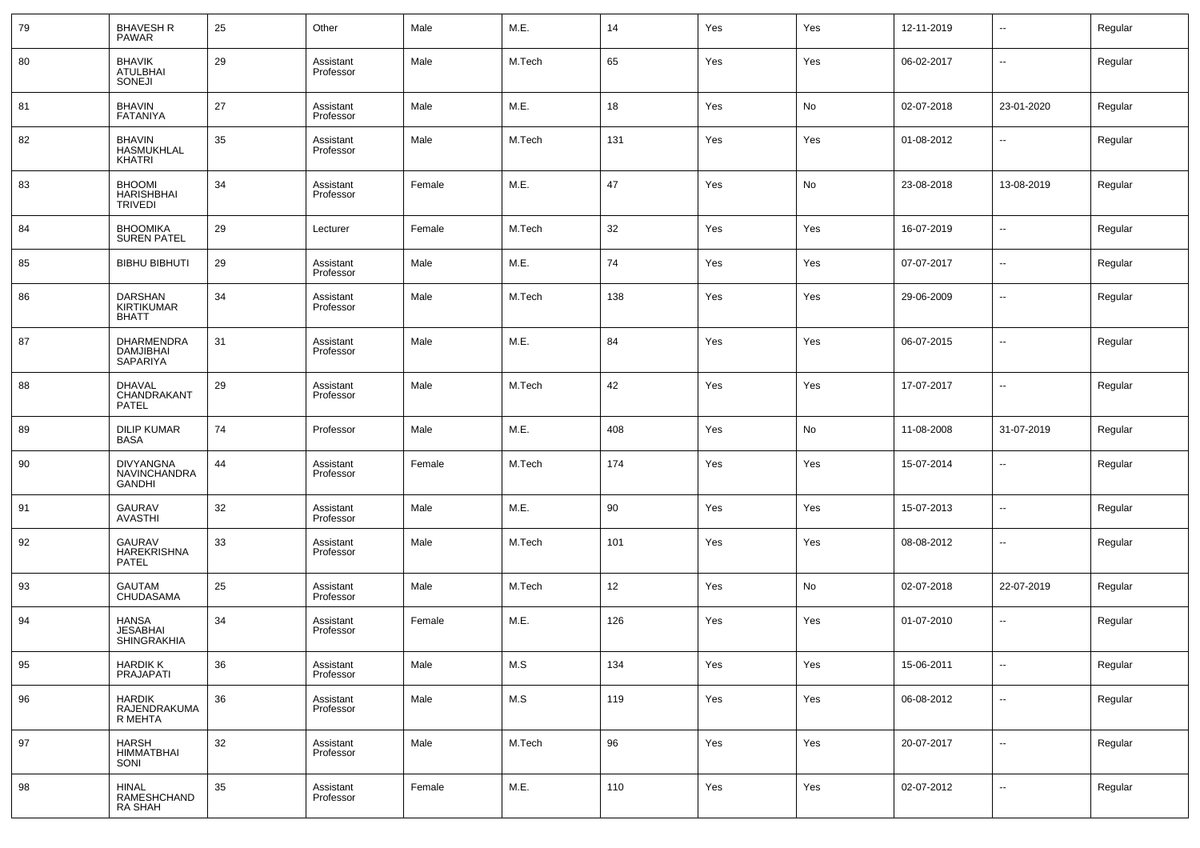| 79 | BHAVESH R PAWAR | 25 | Other | Male | M.E. | 14 | Yes | Yes | 12-11-2019 | -- | Regular |
|---|---|---|---|---|---|---|---|---|---|---|---|
| 80 | BHAVIK ATULBHAI SONEJI | 29 | Assistant Professor | Male | M.Tech | 65 | Yes | Yes | 06-02-2017 | -- | Regular |
| 81 | BHAVIN FATANIYA | 27 | Assistant Professor | Male | M.E. | 18 | Yes | No | 02-07-2018 | 23-01-2020 | Regular |
| 82 | BHAVIN HASMUKHLAL KHATRI | 35 | Assistant Professor | Male | M.Tech | 131 | Yes | Yes | 01-08-2012 | -- | Regular |
| 83 | BHOOMI HARISHBHAI TRIVEDI | 34 | Assistant Professor | Female | M.E. | 47 | Yes | No | 23-08-2018 | 13-08-2019 | Regular |
| 84 | BHOOMIKA SUREN PATEL | 29 | Lecturer | Female | M.Tech | 32 | Yes | Yes | 16-07-2019 | -- | Regular |
| 85 | BIBHU BIBHUTI | 29 | Assistant Professor | Male | M.E. | 74 | Yes | Yes | 07-07-2017 | -- | Regular |
| 86 | DARSHAN KIRTIKUMAR BHATT | 34 | Assistant Professor | Male | M.Tech | 138 | Yes | Yes | 29-06-2009 | -- | Regular |
| 87 | DHARMENDRA DAMJIBHAI SAPARIYA | 31 | Assistant Professor | Male | M.E. | 84 | Yes | Yes | 06-07-2015 | -- | Regular |
| 88 | DHAVAL CHANDRAKANT PATEL | 29 | Assistant Professor | Male | M.Tech | 42 | Yes | Yes | 17-07-2017 | -- | Regular |
| 89 | DILIP KUMAR BASA | 74 | Professor | Male | M.E. | 408 | Yes | No | 11-08-2008 | 31-07-2019 | Regular |
| 90 | DIVYANGNA NAVINCHANDRA GANDHI | 44 | Assistant Professor | Female | M.Tech | 174 | Yes | Yes | 15-07-2014 | -- | Regular |
| 91 | GAURAV AVASTHI | 32 | Assistant Professor | Male | M.E. | 90 | Yes | Yes | 15-07-2013 | -- | Regular |
| 92 | GAURAV HAREKRISHNA PATEL | 33 | Assistant Professor | Male | M.Tech | 101 | Yes | Yes | 08-08-2012 | -- | Regular |
| 93 | GAUTAM CHUDASAMA | 25 | Assistant Professor | Male | M.Tech | 12 | Yes | No | 02-07-2018 | 22-07-2019 | Regular |
| 94 | HANSA JESABHAI SHINGRAKHIA | 34 | Assistant Professor | Female | M.E. | 126 | Yes | Yes | 01-07-2010 | -- | Regular |
| 95 | HARDIK K PRAJAPATI | 36 | Assistant Professor | Male | M.S | 134 | Yes | Yes | 15-06-2011 | -- | Regular |
| 96 | HARDIK RAJENDRAKUMAR MEHTA | 36 | Assistant Professor | Male | M.S | 119 | Yes | Yes | 06-08-2012 | -- | Regular |
| 97 | HARSH HIMMATBHAI SONI | 32 | Assistant Professor | Male | M.Tech | 96 | Yes | Yes | 20-07-2017 | -- | Regular |
| 98 | HINAL RAMESHCHANDRA SHAH | 35 | Assistant Professor | Female | M.E. | 110 | Yes | Yes | 02-07-2012 | -- | Regular |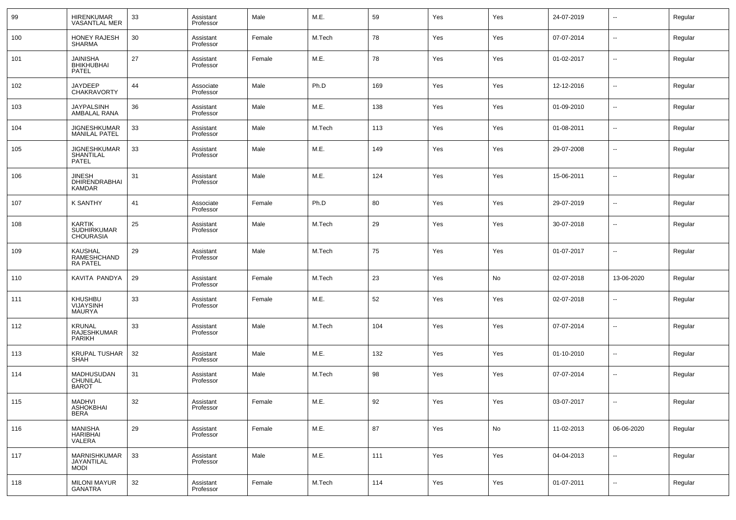| 99 | HIRENKUMAR VASANTLAL MER | 33 | Assistant Professor | Male | M.E. | 59 | Yes | Yes | 24-07-2019 | -- | Regular |
|---|---|---|---|---|---|---|---|---|---|---|---|
| 100 | HONEY RAJESH SHARMA | 30 | Assistant Professor | Female | M.Tech | 78 | Yes | Yes | 07-07-2014 | -- | Regular |
| 101 | JAINISHA BHIKHUBHAI PATEL | 27 | Assistant Professor | Female | M.E. | 78 | Yes | Yes | 01-02-2017 | -- | Regular |
| 102 | JAYDEEP CHAKRAVORTY | 44 | Associate Professor | Male | Ph.D | 169 | Yes | Yes | 12-12-2016 | -- | Regular |
| 103 | JAYPALSINH AMBALAL RANA | 36 | Assistant Professor | Male | M.E. | 138 | Yes | Yes | 01-09-2010 | -- | Regular |
| 104 | JIGNESHKUMAR MANILAL PATEL | 33 | Assistant Professor | Male | M.Tech | 113 | Yes | Yes | 01-08-2011 | -- | Regular |
| 105 | JIGNESHKUMAR SHANTILAL PATEL | 33 | Assistant Professor | Male | M.E. | 149 | Yes | Yes | 29-07-2008 | -- | Regular |
| 106 | JINESH DHIRENDRABHAI KAMDAR | 31 | Assistant Professor | Male | M.E. | 124 | Yes | Yes | 15-06-2011 | -- | Regular |
| 107 | K SANTHY | 41 | Associate Professor | Female | Ph.D | 80 | Yes | Yes | 29-07-2019 | -- | Regular |
| 108 | KARTIK SUDHIRKUMAR CHOURASIA | 25 | Assistant Professor | Male | M.Tech | 29 | Yes | Yes | 30-07-2018 | -- | Regular |
| 109 | KAUSHAL RAMESHCHAND RA PATEL | 29 | Assistant Professor | Male | M.Tech | 75 | Yes | Yes | 01-07-2017 | -- | Regular |
| 110 | KAVITA PANDYA | 29 | Assistant Professor | Female | M.Tech | 23 | Yes | No | 02-07-2018 | 13-06-2020 | Regular |
| 111 | KHUSHBU VIJAYSINH MAURYA | 33 | Assistant Professor | Female | M.E. | 52 | Yes | Yes | 02-07-2018 | -- | Regular |
| 112 | KRUNAL RAJESHKUMAR PARIKH | 33 | Assistant Professor | Male | M.Tech | 104 | Yes | Yes | 07-07-2014 | -- | Regular |
| 113 | KRUPAL TUSHAR SHAH | 32 | Assistant Professor | Male | M.E. | 132 | Yes | Yes | 01-10-2010 | -- | Regular |
| 114 | MADHUSUDAN CHUNILAL BAROT | 31 | Assistant Professor | Male | M.Tech | 98 | Yes | Yes | 07-07-2014 | -- | Regular |
| 115 | MADHVI ASHOKBHAI BERA | 32 | Assistant Professor | Female | M.E. | 92 | Yes | Yes | 03-07-2017 | -- | Regular |
| 116 | MANISHA HARIBHAI VALERA | 29 | Assistant Professor | Female | M.E. | 87 | Yes | No | 11-02-2013 | 06-06-2020 | Regular |
| 117 | MARNISHKUMAR JAYANTILAL MODI | 33 | Assistant Professor | Male | M.E. | 111 | Yes | Yes | 04-04-2013 | -- | Regular |
| 118 | MILONI MAYUR GANATRA | 32 | Assistant Professor | Female | M.Tech | 114 | Yes | Yes | 01-07-2011 | -- | Regular |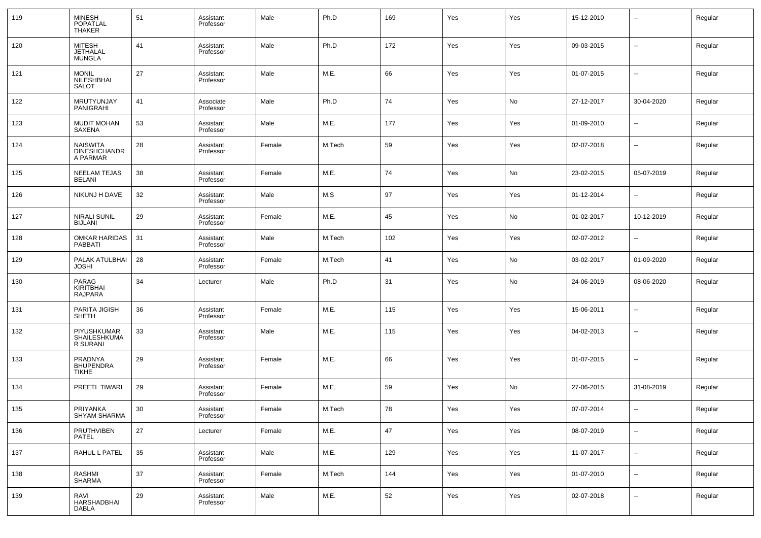| 119 | MINESH POPATLAL THAKER | 51 | Assistant Professor | Male | Ph.D | 169 | Yes | Yes | 15-12-2010 | -- | Regular |
|---|---|---|---|---|---|---|---|---|---|---|---|
| 120 | MITESH JETHALAL MUNGLA | 41 | Assistant Professor | Male | Ph.D | 172 | Yes | Yes | 09-03-2015 | -- | Regular |
| 121 | MONIL NILESHBHAI SALOT | 27 | Assistant Professor | Male | M.E. | 66 | Yes | Yes | 01-07-2015 | -- | Regular |
| 122 | MRUTYUNJAY PANIGRAHI | 41 | Associate Professor | Male | Ph.D | 74 | Yes | No | 27-12-2017 | 30-04-2020 | Regular |
| 123 | MUDIT MOHAN SAXENA | 53 | Assistant Professor | Male | M.E. | 177 | Yes | Yes | 01-09-2010 | -- | Regular |
| 124 | NAISWITA DINESHCHANDRA PARMAR | 28 | Assistant Professor | Female | M.Tech | 59 | Yes | Yes | 02-07-2018 | -- | Regular |
| 125 | NEELAM TEJAS BELANI | 38 | Assistant Professor | Female | M.E. | 74 | Yes | No | 23-02-2015 | 05-07-2019 | Regular |
| 126 | NIKUNJ H DAVE | 32 | Assistant Professor | Male | M.S | 97 | Yes | Yes | 01-12-2014 | -- | Regular |
| 127 | NIRALI SUNIL BIJLANI | 29 | Assistant Professor | Female | M.E. | 45 | Yes | No | 01-02-2017 | 10-12-2019 | Regular |
| 128 | OMKAR HARIDAS PABBATI | 31 | Assistant Professor | Male | M.Tech | 102 | Yes | Yes | 02-07-2012 | -- | Regular |
| 129 | PALAK ATULBHAI JOSHI | 28 | Assistant Professor | Female | M.Tech | 41 | Yes | No | 03-02-2017 | 01-09-2020 | Regular |
| 130 | PARAG KIRITBHAI RAJPARA | 34 | Lecturer | Male | Ph.D | 31 | Yes | No | 24-06-2019 | 08-06-2020 | Regular |
| 131 | PARITA JIGISH SHETH | 36 | Assistant Professor | Female | M.E. | 115 | Yes | Yes | 15-06-2011 | -- | Regular |
| 132 | PIYUSHKUMAR SHAILESHKUMAR SURANI | 33 | Assistant Professor | Male | M.E. | 115 | Yes | Yes | 04-02-2013 | -- | Regular |
| 133 | PRADNYA BHUPENDRA TIKHE | 29 | Assistant Professor | Female | M.E. | 66 | Yes | Yes | 01-07-2015 | -- | Regular |
| 134 | PREETI TIWARI | 29 | Assistant Professor | Female | M.E. | 59 | Yes | No | 27-06-2015 | 31-08-2019 | Regular |
| 135 | PRIYANKA SHYAM SHARMA | 30 | Assistant Professor | Female | M.Tech | 78 | Yes | Yes | 07-07-2014 | -- | Regular |
| 136 | PRUTHVIBEN PATEL | 27 | Lecturer | Female | M.E. | 47 | Yes | Yes | 08-07-2019 | -- | Regular |
| 137 | RAHUL L PATEL | 35 | Assistant Professor | Male | M.E. | 129 | Yes | Yes | 11-07-2017 | -- | Regular |
| 138 | RASHMI SHARMA | 37 | Assistant Professor | Female | M.Tech | 144 | Yes | Yes | 01-07-2010 | -- | Regular |
| 139 | RAVI HARSHADBHAI DABLA | 29 | Assistant Professor | Male | M.E. | 52 | Yes | Yes | 02-07-2018 | -- | Regular |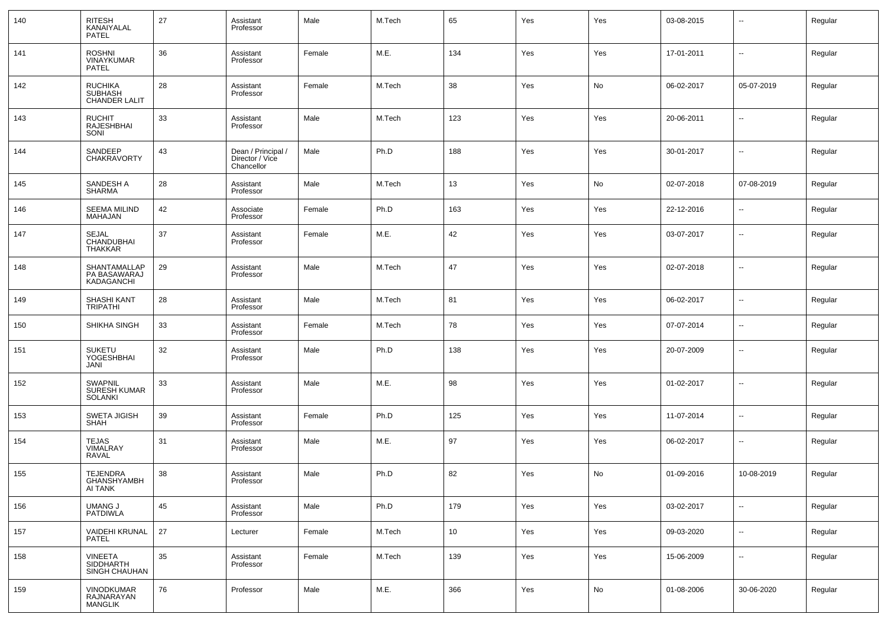| 140 | RITESH KANAIYALAL PATEL | 27 | Assistant Professor | Male | M.Tech | 65 | Yes | Yes | 03-08-2015 | -- | Regular |
|---|---|---|---|---|---|---|---|---|---|---|---|
| 141 | ROSHNI VINAYKUMAR PATEL | 36 | Assistant Professor | Female | M.E. | 134 | Yes | Yes | 17-01-2011 | -- | Regular |
| 142 | RUCHIKA SUBHASH CHANDER LALIT | 28 | Assistant Professor | Female | M.Tech | 38 | Yes | No | 06-02-2017 | 05-07-2019 | Regular |
| 143 | RUCHIT RAJESHBHAI SONI | 33 | Assistant Professor | Male | M.Tech | 123 | Yes | Yes | 20-06-2011 | -- | Regular |
| 144 | SANDEEP CHAKRAVORTY | 43 | Dean / Principal / Director / Vice Chancellor | Male | Ph.D | 188 | Yes | Yes | 30-01-2017 | -- | Regular |
| 145 | SANDESH A SHARMA | 28 | Assistant Professor | Male | M.Tech | 13 | Yes | No | 02-07-2018 | 07-08-2019 | Regular |
| 146 | SEEMA MILIND MAHAJAN | 42 | Associate Professor | Female | Ph.D | 163 | Yes | Yes | 22-12-2016 | -- | Regular |
| 147 | SEJAL CHANDUBHAI THAKKAR | 37 | Assistant Professor | Female | M.E. | 42 | Yes | Yes | 03-07-2017 | -- | Regular |
| 148 | SHANTAMALLAPPA BASAWARAJ KADAGANCHI | 29 | Assistant Professor | Male | M.Tech | 47 | Yes | Yes | 02-07-2018 | -- | Regular |
| 149 | SHASHI KANT TRIPATHI | 28 | Assistant Professor | Male | M.Tech | 81 | Yes | Yes | 06-02-2017 | -- | Regular |
| 150 | SHIKHA SINGH | 33 | Assistant Professor | Female | M.Tech | 78 | Yes | Yes | 07-07-2014 | -- | Regular |
| 151 | SUKETU YOGESHBHAI JANI | 32 | Assistant Professor | Male | Ph.D | 138 | Yes | Yes | 20-07-2009 | -- | Regular |
| 152 | SWAPNIL SURESH KUMAR SOLANKI | 33 | Assistant Professor | Male | M.E. | 98 | Yes | Yes | 01-02-2017 | -- | Regular |
| 153 | SWETA JIGISH SHAH | 39 | Assistant Professor | Female | Ph.D | 125 | Yes | Yes | 11-07-2014 | -- | Regular |
| 154 | TEJAS VIMALRAY RAVAL | 31 | Assistant Professor | Male | M.E. | 97 | Yes | Yes | 06-02-2017 | -- | Regular |
| 155 | TEJENDRA GHANSHYAMBHAI TANK | 38 | Assistant Professor | Male | Ph.D | 82 | Yes | No | 01-09-2016 | 10-08-2019 | Regular |
| 156 | UMANG J PATDIWLA | 45 | Assistant Professor | Male | Ph.D | 179 | Yes | Yes | 03-02-2017 | -- | Regular |
| 157 | VAIDEHI KRUNAL PATEL | 27 | Lecturer | Female | M.Tech | 10 | Yes | Yes | 09-03-2020 | -- | Regular |
| 158 | VINEETA SIDDHARTH SINGH CHAUHAN | 35 | Assistant Professor | Female | M.Tech | 139 | Yes | Yes | 15-06-2009 | -- | Regular |
| 159 | VINODKUMAR RAJNARAYAN MANGLIK | 76 | Professor | Male | M.E. | 366 | Yes | No | 01-08-2006 | 30-06-2020 | Regular |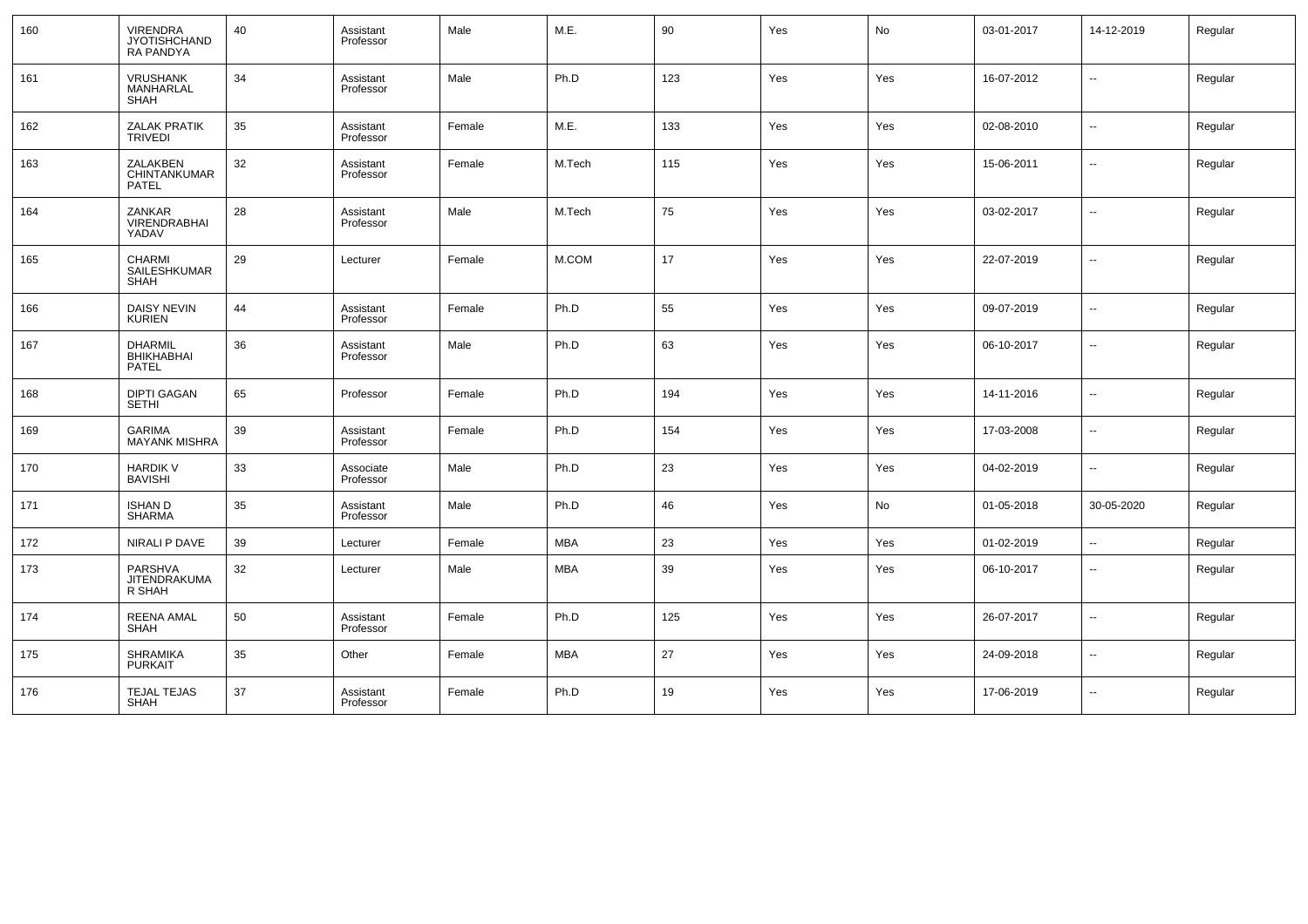| | | | | | | | | | | | |
|---|---|---|---|---|---|---|---|---|---|---|---|
| 160 | VIRENDRA JYOTISHCHAND RA PANDYA | 40 | Assistant Professor | Male | M.E. | 90 | Yes | No | 03-01-2017 | 14-12-2019 | Regular |
| 161 | VRUSHANK MANHARLAL SHAH | 34 | Assistant Professor | Male | Ph.D | 123 | Yes | Yes | 16-07-2012 | -- | Regular |
| 162 | ZALAK PRATIK TRIVEDI | 35 | Assistant Professor | Female | M.E. | 133 | Yes | Yes | 02-08-2010 | -- | Regular |
| 163 | ZALAKBEN CHINTANKUMAR PATEL | 32 | Assistant Professor | Female | M.Tech | 115 | Yes | Yes | 15-06-2011 | -- | Regular |
| 164 | ZANKAR VIRENDRABHAI YADAV | 28 | Assistant Professor | Male | M.Tech | 75 | Yes | Yes | 03-02-2017 | -- | Regular |
| 165 | CHARMI SAILESHKUMAR SHAH | 29 | Lecturer | Female | M.COM | 17 | Yes | Yes | 22-07-2019 | -- | Regular |
| 166 | DAISY NEVIN KURIEN | 44 | Assistant Professor | Female | Ph.D | 55 | Yes | Yes | 09-07-2019 | -- | Regular |
| 167 | DHARMIL BHIKHABHAI PATEL | 36 | Assistant Professor | Male | Ph.D | 63 | Yes | Yes | 06-10-2017 | -- | Regular |
| 168 | DIPTI GAGAN SETHI | 65 | Professor | Female | Ph.D | 194 | Yes | Yes | 14-11-2016 | -- | Regular |
| 169 | GARIMA MAYANK MISHRA | 39 | Assistant Professor | Female | Ph.D | 154 | Yes | Yes | 17-03-2008 | -- | Regular |
| 170 | HARDIK V BAVISHI | 33 | Associate Professor | Male | Ph.D | 23 | Yes | Yes | 04-02-2019 | -- | Regular |
| 171 | ISHAN D SHARMA | 35 | Assistant Professor | Male | Ph.D | 46 | Yes | No | 01-05-2018 | 30-05-2020 | Regular |
| 172 | NIRALI P DAVE | 39 | Lecturer | Female | MBA | 23 | Yes | Yes | 01-02-2019 | -- | Regular |
| 173 | PARSHVA JITENDRAKUMA R SHAH | 32 | Lecturer | Male | MBA | 39 | Yes | Yes | 06-10-2017 | -- | Regular |
| 174 | REENA AMAL SHAH | 50 | Assistant Professor | Female | Ph.D | 125 | Yes | Yes | 26-07-2017 | -- | Regular |
| 175 | SHRAMIKA PURKAIT | 35 | Other | Female | MBA | 27 | Yes | Yes | 24-09-2018 | -- | Regular |
| 176 | TEJAL TEJAS SHAH | 37 | Assistant Professor | Female | Ph.D | 19 | Yes | Yes | 17-06-2019 | -- | Regular |